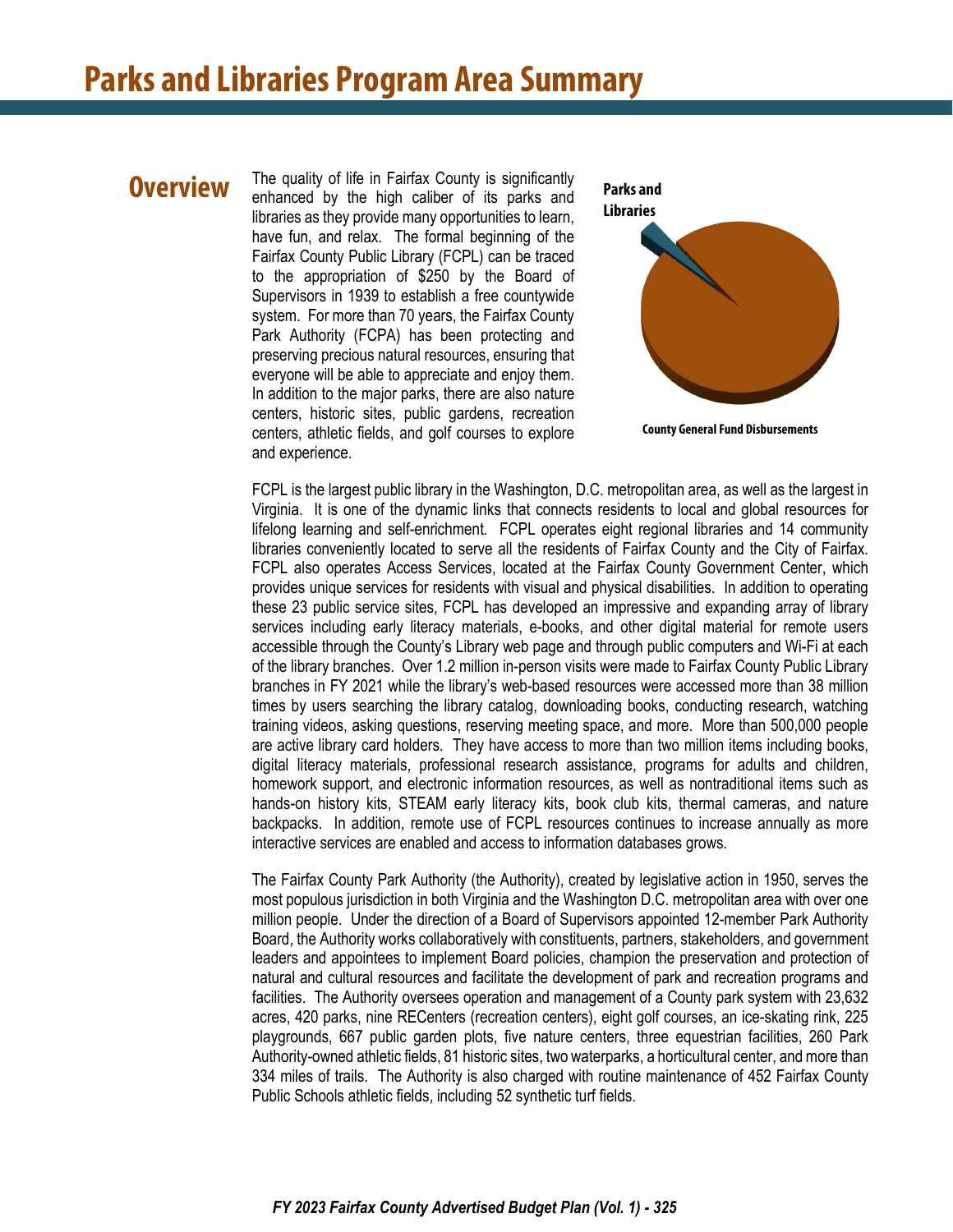# Parks and Libraries Program Area Summary

## Overview

The quality of life in Fairfax County is significantly enhanced by the high caliber of its parks and libraries as they provide many opportunities to learn, have fun, and relax. The formal beginning of the Fairfax County Public Library (FCPL) can be traced to the appropriation of $250 by the Board of Supervisors in 1939 to establish a free countywide system. For more than 70 years, the Fairfax County Park Authority (FCPA) has been protecting and preserving precious natural resources, ensuring that everyone will be able to appreciate and enjoy them. In addition to the major parks, there are also nature centers, historic sites, public gardens, recreation centers, athletic fields, and golf courses to explore and experience.

Parks and Libraries

County General Fund Disbursements

FCPL is the largest public library in the Washington, D.C. metropolitan area, as well as the largest in Virginia. It is one of the dynamic links that connects residents to local and global resources for lifelong learning and self-enrichment. FCPL operates eight regional libraries and 14 community libraries conveniently located to serve all the residents of Fairfax County and the City of Fairfax. FCPL also operates Access Services, located at the Fairfax County Government Center, which provides unique services for residents with visual and physical disabilities. In addition to operating these 23 public service sites, FCPL has developed an impressive and expanding array of library services including early literacy materials, e-books, and other digital material for remote users accessible through the County's Library web page and through public computers and Wi-Fi at each of the library branches. Over 1.2 million in-person visits were made to Fairfax County Public Library branches in FY 2021 while the library's web-based resources were accessed more than 38 million times by users searching the library catalog, downloading books, conducting research, watching training videos, asking questions, reserving meeting space, and more. More than 500,000 people are active library card holders. They have access to more than two million items including books, digital literacy materials, professional research assistance, programs for adults and children, homework support, and electronic information resources, as well as nontraditional items such as hands-on history kits, STEAM early literacy kits, book club kits, thermal cameras, and nature backpacks. In addition, remote use of FCPL resources continues to increase annually as more interactive services are enabled and access to information databases grows.

The Fairfax County Park Authority (the Authority), created by legislative action in 1950, serves the most populous jurisdiction in both Virginia and the Washington D.C. metropolitan area with over one million people. Under the direction of a Board of Supervisors appointed 12-member Park Authority Board, the Authority works collaboratively with constituents, partners, stakeholders, and government leaders and appointees to implement Board policies, champion the preservation and protection of natural and cultural resources and facilitate the development of park and recreation programs and facilities. The Authority oversees operation and management of a County park system with 23,632 acres, 420 parks, nine RECenters (recreation centers), eight golf courses, an ice-skating rink, 225 playgrounds, 667 public garden plots, five nature centers, three equestrian facilities, 260 Park Authority-owned athletic fields, 81 historic sites, two waterparks, a horticultural center, and more than 334 miles of trails. The Authority is also charged with routine maintenance of 452 Fairfax County Public Schools athletic fields, including 52 synthetic turf fields.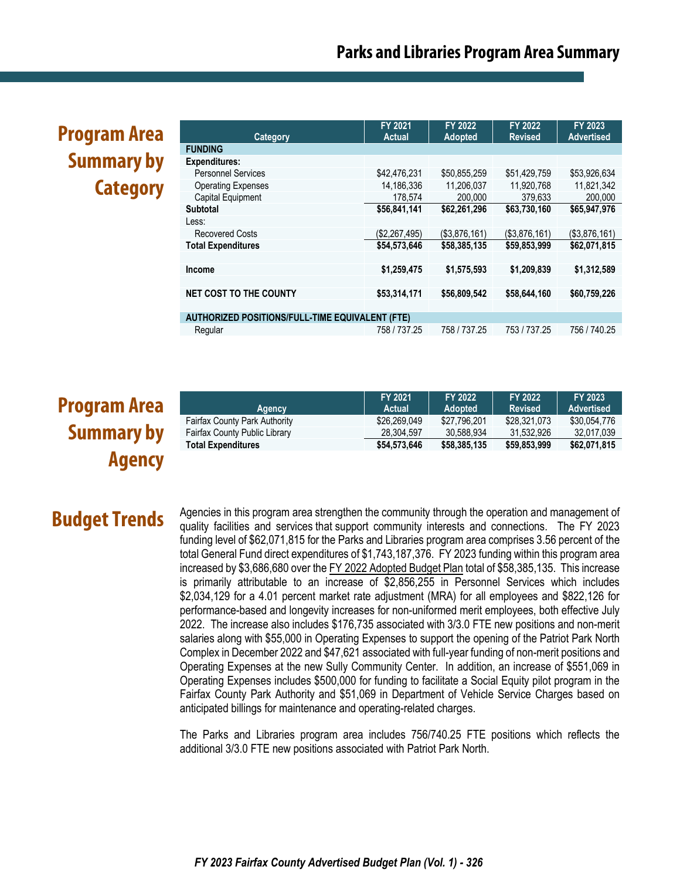## Program Area Summary by Category

| Category | FY 2021 Actual | FY 2022 Adopted | FY 2022 Revised | FY 2023 Advertised |
|---|---|---|---|---|
| **FUNDING** | | | | |
| **Expenditures:** | | | | |
| Personnel Services | $42,476,231 | $50,855,259 | $51,429,759 | $53,926,634 |
| Operating Expenses | 14,186,336 | 11,206,037 | 11,920,768 | 11,821,342 |
| Capital Equipment | 178,574 | 200,000 | 379,633 | 200,000 |
| **Subtotal** | **$56,841,141** | **$62,261,296** | **$63,730,160** | **$65,947,976** |
| Less: | | | | |
| Recovered Costs | ($2,267,495) | ($3,876,161) | ($3,876,161) | ($3,876,161) |
| **Total Expenditures** | **$54,573,646** | **$58,385,135** | **$59,853,999** | **$62,071,815** |
| | | | | |
| **Income** | **$1,259,475** | **$1,575,593** | **$1,209,839** | **$1,312,589** |
| | | | | |
| **NET COST TO THE COUNTY** | **$53,314,171** | **$56,809,542** | **$58,644,160** | **$60,759,226** |
| | | | | |
| **AUTHORIZED POSITIONS/FULL-TIME EQUIVALENT (FTE)** | | | | |
| Regular | 758 / 737.25 | 758 / 737.25 | 753 / 737.25 | 756 / 740.25 |

## Program Area Summary by Agency

| Agency | FY 2021 Actual | FY 2022 Adopted | FY 2022 Revised | FY 2023 Advertised |
|---|---|---|---|---|
| Fairfax County Park Authority | $26,269,049 | $27,796,201 | $28,321,073 | $30,054,776 |
| Fairfax County Public Library | 28,304,597 | 30,588,934 | 31,532,926 | 32,017,039 |
| **Total Expenditures** | **$54,573,646** | **$58,385,135** | **$59,853,999** | **$62,071,815** |

## Budget Trends

Agencies in this program area strengthen the community through the operation and management of quality facilities and services that support community interests and connections. The FY 2023 funding level of $62,071,815 for the Parks and Libraries program area comprises 3.56 percent of the total General Fund direct expenditures of $1,743,187,376. FY 2023 funding within this program area increased by $3,686,680 over the FY 2022 Adopted Budget Plan total of $58,385,135. This increase is primarily attributable to an increase of $2,856,255 in Personnel Services which includes $2,034,129 for a 4.01 percent market rate adjustment (MRA) for all employees and $822,126 for performance-based and longevity increases for non-uniformed merit employees, both effective July 2022. The increase also includes $176,735 associated with 3/3.0 FTE new positions and non-merit salaries along with $55,000 in Operating Expenses to support the opening of the Patriot Park North Complex in December 2022 and $47,621 associated with full-year funding of non-merit positions and Operating Expenses at the new Sully Community Center. In addition, an increase of $551,069 in Operating Expenses includes $500,000 for funding to facilitate a Social Equity pilot program in the Fairfax County Park Authority and $51,069 in Department of Vehicle Service Charges based on anticipated billings for maintenance and operating-related charges.

The Parks and Libraries program area includes 756/740.25 FTE positions which reflects the additional 3/3.0 FTE new positions associated with Patriot Park North.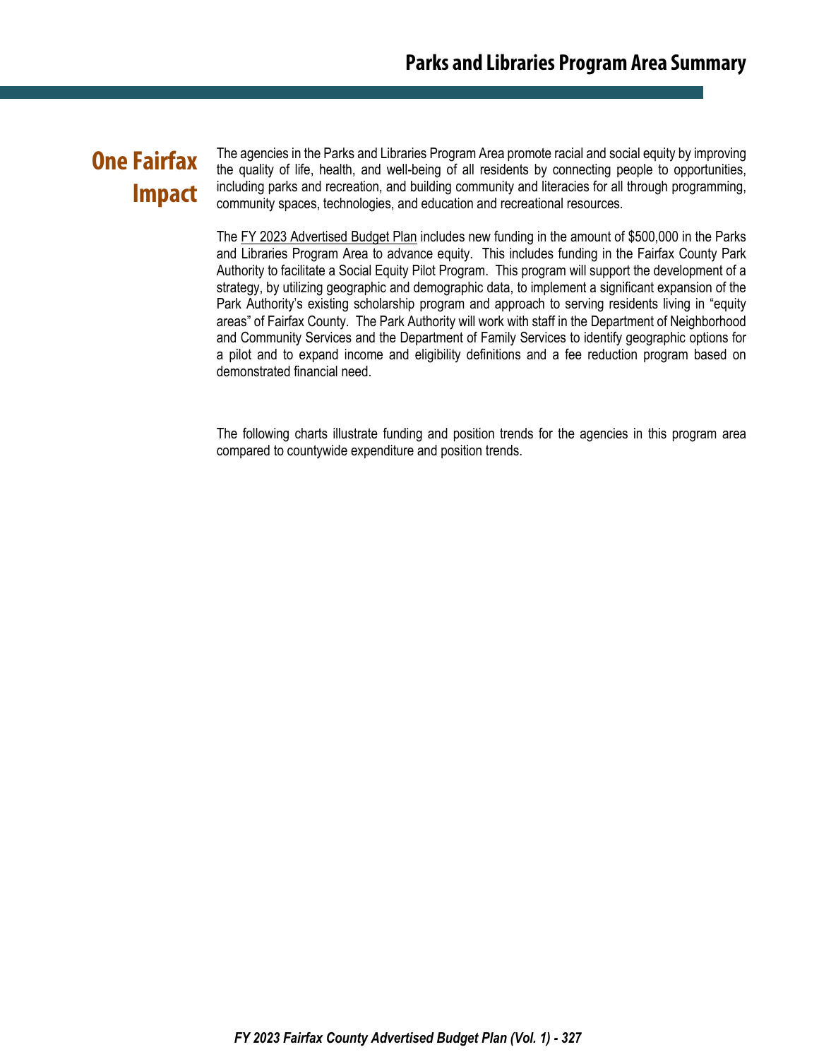## One Fairfax Impact

The agencies in the Parks and Libraries Program Area promote racial and social equity by improving the quality of life, health, and well-being of all residents by connecting people to opportunities, including parks and recreation, and building community and literacies for all through programming, community spaces, technologies, and education and recreational resources.

The FY 2023 Advertised Budget Plan includes new funding in the amount of $500,000 in the Parks and Libraries Program Area to advance equity. This includes funding in the Fairfax County Park Authority to facilitate a Social Equity Pilot Program. This program will support the development of a strategy, by utilizing geographic and demographic data, to implement a significant expansion of the Park Authority's existing scholarship program and approach to serving residents living in "equity areas" of Fairfax County. The Park Authority will work with staff in the Department of Neighborhood and Community Services and the Department of Family Services to identify geographic options for a pilot and to expand income and eligibility definitions and a fee reduction program based on demonstrated financial need.

The following charts illustrate funding and position trends for the agencies in this program area compared to countywide expenditure and position trends.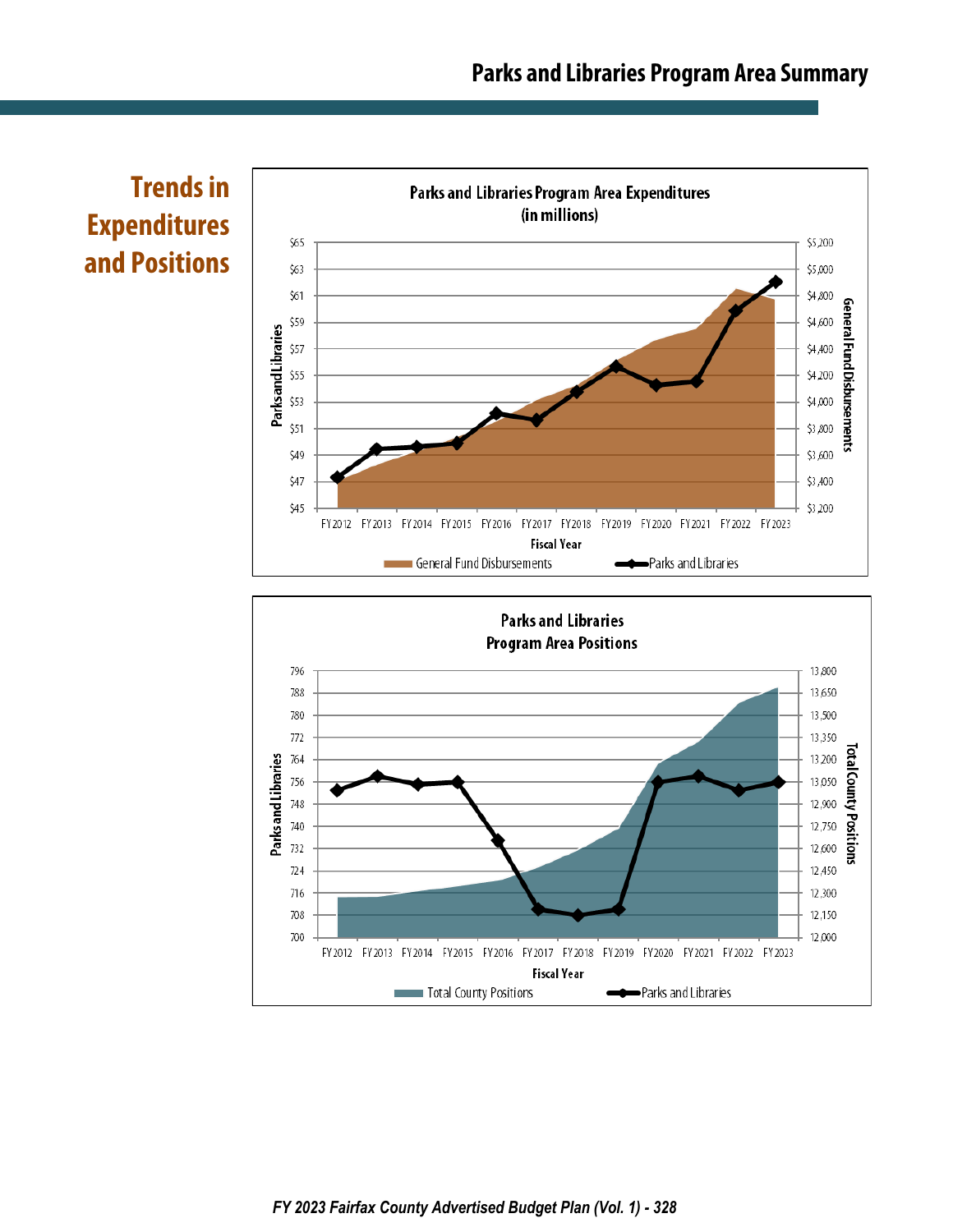## Trends in Expenditures and Positions

**Parks and Libraries Program Area Expenditures (in millions)**

Parks and Libraries: $45 – $65 | General Fund Disbursements: $3,200 – $5,200

FY 2012 FY 2013 FY 2014 FY 2015 FY 2016 FY 2017 FY 2018 FY 2019 FY 2020 FY 2021 FY 2022 FY 2023

Fiscal Year

General Fund Disbursements — Parks and Libraries

**Parks and Libraries Program Area Positions**

Parks and Libraries: 700 – 796 | Total County Positions: 12,000 – 13,800

FY 2012 FY 2013 FY 2014 FY 2015 FY 2016 FY 2017 FY 2018 FY 2019 FY 2020 FY 2021 FY 2022 FY 2023

Fiscal Year

Total County Positions — Parks and Libraries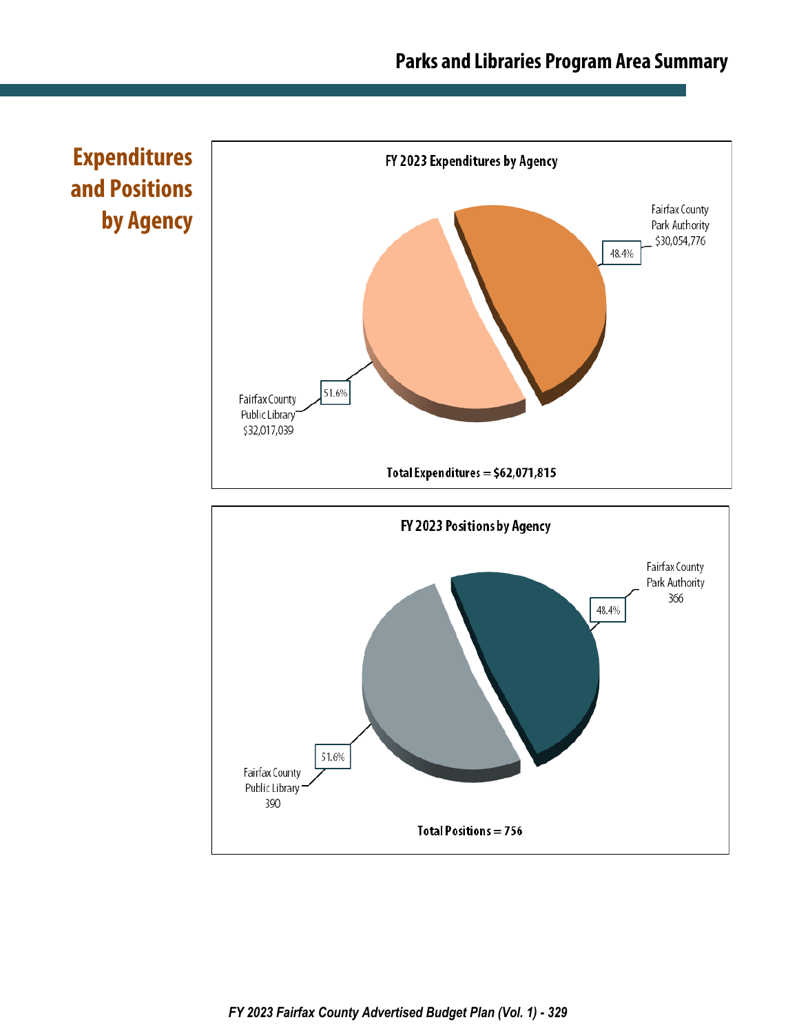## Expenditures and Positions by Agency

**FY 2023 Expenditures by Agency**

Fairfax County Park Authority $30,054,776 — 48.4%

Fairfax County Public Library $32,017,039 — 51.6%

**Total Expenditures = $62,071,815**

**FY 2023 Positions by Agency**

Fairfax County Park Authority 366 — 48.4%

Fairfax County Public Library 390 — 51.6%

**Total Positions = 756**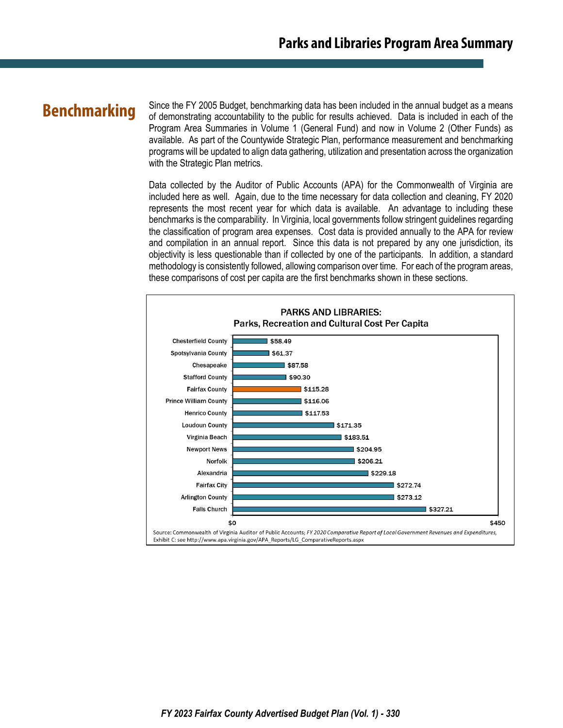## Benchmarking

Since the FY 2005 Budget, benchmarking data has been included in the annual budget as a means of demonstrating accountability to the public for results achieved. Data is included in each of the Program Area Summaries in Volume 1 (General Fund) and now in Volume 2 (Other Funds) as available. As part of the Countywide Strategic Plan, performance measurement and benchmarking programs will be updated to align data gathering, utilization and presentation across the organization with the Strategic Plan metrics.

Data collected by the Auditor of Public Accounts (APA) for the Commonwealth of Virginia are included here as well. Again, due to the time necessary for data collection and cleaning, FY 2020 represents the most recent year for which data is available. An advantage to including these benchmarks is the comparability. In Virginia, local governments follow stringent guidelines regarding the classification of program area expenses. Cost data is provided annually to the APA for review and compilation in an annual report. Since this data is not prepared by any one jurisdiction, its objectivity is less questionable than if collected by one of the participants. In addition, a standard methodology is consistently followed, allowing comparison over time. For each of the program areas, these comparisons of cost per capita are the first benchmarks shown in these sections.

PARKS AND LIBRARIES:
Parks, Recreation and Cultural Cost Per Capita

Chesterfield County $58.49
Spotsylvania County $61.37
Chesapeake $87.58
Stafford County $90.30
Fairfax County $115.28
Prince William County $116.06
Henrico County $117.53
Loudoun County $171.35
Virginia Beach $183.51
Newport News $204.95
Norfolk $206.21
Alexandria $229.18
Fairfax City $272.74
Arlington County $273.12
Falls Church $327.21

$0
$450

Source: Commonwealth of Virginia Auditor of Public Accounts; *FY 2020 Comparative Report of Local Government Revenues and Expenditures*, Exhibit C: see http://www.apa.virginia.gov/APA_Reports/LG_ComparativeReports.aspx